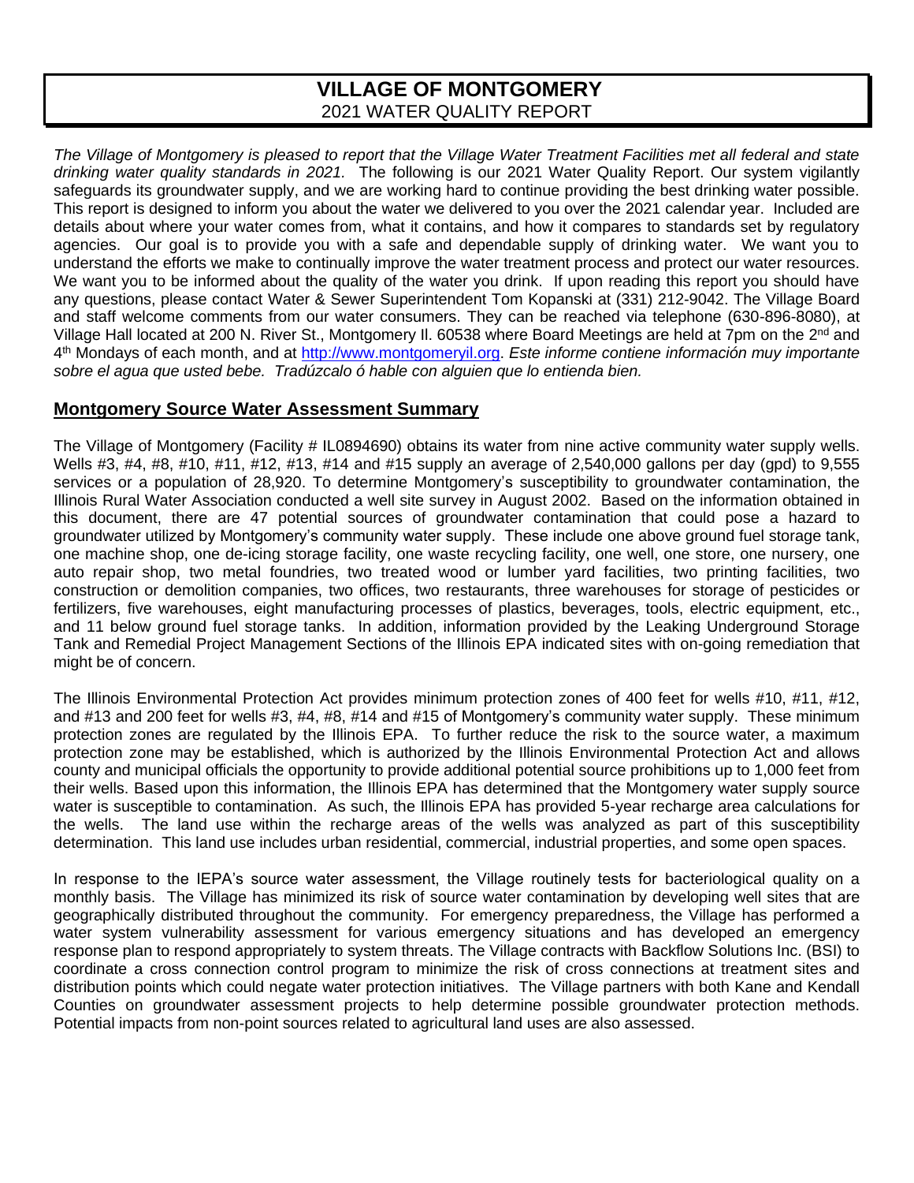# VILLAGE OF MONTGOMERY
## 2021 WATER QUALITY REPORT

*The Village of Montgomery is pleased to report that the Village Water Treatment Facilities met all federal and state drinking water quality standards in 2021.* The following is our 2021 Water Quality Report. Our system vigilantly safeguards its groundwater supply, and we are working hard to continue providing the best drinking water possible. This report is designed to inform you about the water we delivered to you over the 2021 calendar year. Included are details about where your water comes from, what it contains, and how it compares to standards set by regulatory agencies. Our goal is to provide you with a safe and dependable supply of drinking water. We want you to understand the efforts we make to continually improve the water treatment process and protect our water resources. We want you to be informed about the quality of the water you drink. If upon reading this report you should have any questions, please contact Water & Sewer Superintendent Tom Kopanski at (331) 212-9042. The Village Board and staff welcome comments from our water consumers. They can be reached via telephone (630-896-8080), at Village Hall located at 200 N. River St., Montgomery Il. 60538 where Board Meetings are held at 7pm on the 2nd and 4th Mondays of each month, and at http://www.montgomeryil.org. *Este informe contiene información muy importante sobre el agua que usted bebe. Tradúzcalo ó hable con alguien que lo entienda bien.*

## Montgomery Source Water Assessment Summary

The Village of Montgomery (Facility # IL0894690) obtains its water from nine active community water supply wells. Wells #3, #4, #8, #10, #11, #12, #13, #14 and #15 supply an average of 2,540,000 gallons per day (gpd) to 9,555 services or a population of 28,920. To determine Montgomery's susceptibility to groundwater contamination, the Illinois Rural Water Association conducted a well site survey in August 2002. Based on the information obtained in this document, there are 47 potential sources of groundwater contamination that could pose a hazard to groundwater utilized by Montgomery's community water supply. These include one above ground fuel storage tank, one machine shop, one de-icing storage facility, one waste recycling facility, one well, one store, one nursery, one auto repair shop, two metal foundries, two treated wood or lumber yard facilities, two printing facilities, two construction or demolition companies, two offices, two restaurants, three warehouses for storage of pesticides or fertilizers, five warehouses, eight manufacturing processes of plastics, beverages, tools, electric equipment, etc., and 11 below ground fuel storage tanks. In addition, information provided by the Leaking Underground Storage Tank and Remedial Project Management Sections of the Illinois EPA indicated sites with on-going remediation that might be of concern.

The Illinois Environmental Protection Act provides minimum protection zones of 400 feet for wells #10, #11, #12, and #13 and 200 feet for wells #3, #4, #8, #14 and #15 of Montgomery's community water supply. These minimum protection zones are regulated by the Illinois EPA. To further reduce the risk to the source water, a maximum protection zone may be established, which is authorized by the Illinois Environmental Protection Act and allows county and municipal officials the opportunity to provide additional potential source prohibitions up to 1,000 feet from their wells. Based upon this information, the Illinois EPA has determined that the Montgomery water supply source water is susceptible to contamination. As such, the Illinois EPA has provided 5-year recharge area calculations for the wells. The land use within the recharge areas of the wells was analyzed as part of this susceptibility determination. This land use includes urban residential, commercial, industrial properties, and some open spaces.

In response to the IEPA's source water assessment, the Village routinely tests for bacteriological quality on a monthly basis. The Village has minimized its risk of source water contamination by developing well sites that are geographically distributed throughout the community. For emergency preparedness, the Village has performed a water system vulnerability assessment for various emergency situations and has developed an emergency response plan to respond appropriately to system threats. The Village contracts with Backflow Solutions Inc. (BSI) to coordinate a cross connection control program to minimize the risk of cross connections at treatment sites and distribution points which could negate water protection initiatives. The Village partners with both Kane and Kendall Counties on groundwater assessment projects to help determine possible groundwater protection methods. Potential impacts from non-point sources related to agricultural land uses are also assessed.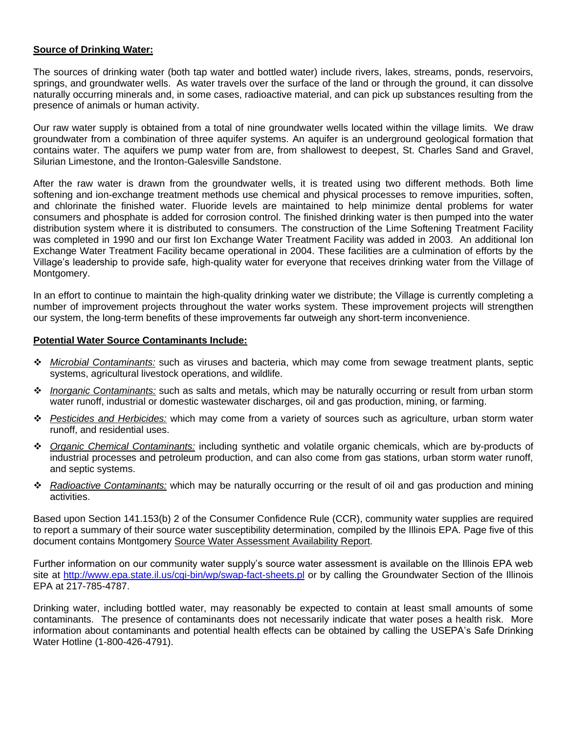**Source of Drinking Water:**

The sources of drinking water (both tap water and bottled water) include rivers, lakes, streams, ponds, reservoirs, springs, and groundwater wells. As water travels over the surface of the land or through the ground, it can dissolve naturally occurring minerals and, in some cases, radioactive material, and can pick up substances resulting from the presence of animals or human activity.

Our raw water supply is obtained from a total of nine groundwater wells located within the village limits. We draw groundwater from a combination of three aquifer systems. An aquifer is an underground geological formation that contains water. The aquifers we pump water from are, from shallowest to deepest, St. Charles Sand and Gravel, Silurian Limestone, and the Ironton-Galesville Sandstone.

After the raw water is drawn from the groundwater wells, it is treated using two different methods. Both lime softening and ion-exchange treatment methods use chemical and physical processes to remove impurities, soften, and chlorinate the finished water. Fluoride levels are maintained to help minimize dental problems for water consumers and phosphate is added for corrosion control. The finished drinking water is then pumped into the water distribution system where it is distributed to consumers. The construction of the Lime Softening Treatment Facility was completed in 1990 and our first Ion Exchange Water Treatment Facility was added in 2003. An additional Ion Exchange Water Treatment Facility became operational in 2004. These facilities are a culmination of efforts by the Village's leadership to provide safe, high-quality water for everyone that receives drinking water from the Village of Montgomery.

In an effort to continue to maintain the high-quality drinking water we distribute; the Village is currently completing a number of improvement projects throughout the water works system. These improvement projects will strengthen our system, the long-term benefits of these improvements far outweigh any short-term inconvenience.

**Potential Water Source Contaminants Include:**

- *Microbial Contaminants:* such as viruses and bacteria, which may come from sewage treatment plants, septic systems, agricultural livestock operations, and wildlife.
- *Inorganic Contaminants:* such as salts and metals, which may be naturally occurring or result from urban storm water runoff, industrial or domestic wastewater discharges, oil and gas production, mining, or farming.
- *Pesticides and Herbicides:* which may come from a variety of sources such as agriculture, urban storm water runoff, and residential uses.
- *Organic Chemical Contaminants:* including synthetic and volatile organic chemicals, which are by-products of industrial processes and petroleum production, and can also come from gas stations, urban storm water runoff, and septic systems.
- *Radioactive Contaminants:* which may be naturally occurring or the result of oil and gas production and mining activities.

Based upon Section 141.153(b) 2 of the Consumer Confidence Rule (CCR), community water supplies are required to report a summary of their source water susceptibility determination, compiled by the Illinois EPA. Page five of this document contains Montgomery Source Water Assessment Availability Report.

Further information on our community water supply's source water assessment is available on the Illinois EPA web site at http://www.epa.state.il.us/cgi-bin/wp/swap-fact-sheets.pl or by calling the Groundwater Section of the Illinois EPA at 217-785-4787.

Drinking water, including bottled water, may reasonably be expected to contain at least small amounts of some contaminants. The presence of contaminants does not necessarily indicate that water poses a health risk. More information about contaminants and potential health effects can be obtained by calling the USEPA's Safe Drinking Water Hotline (1-800-426-4791).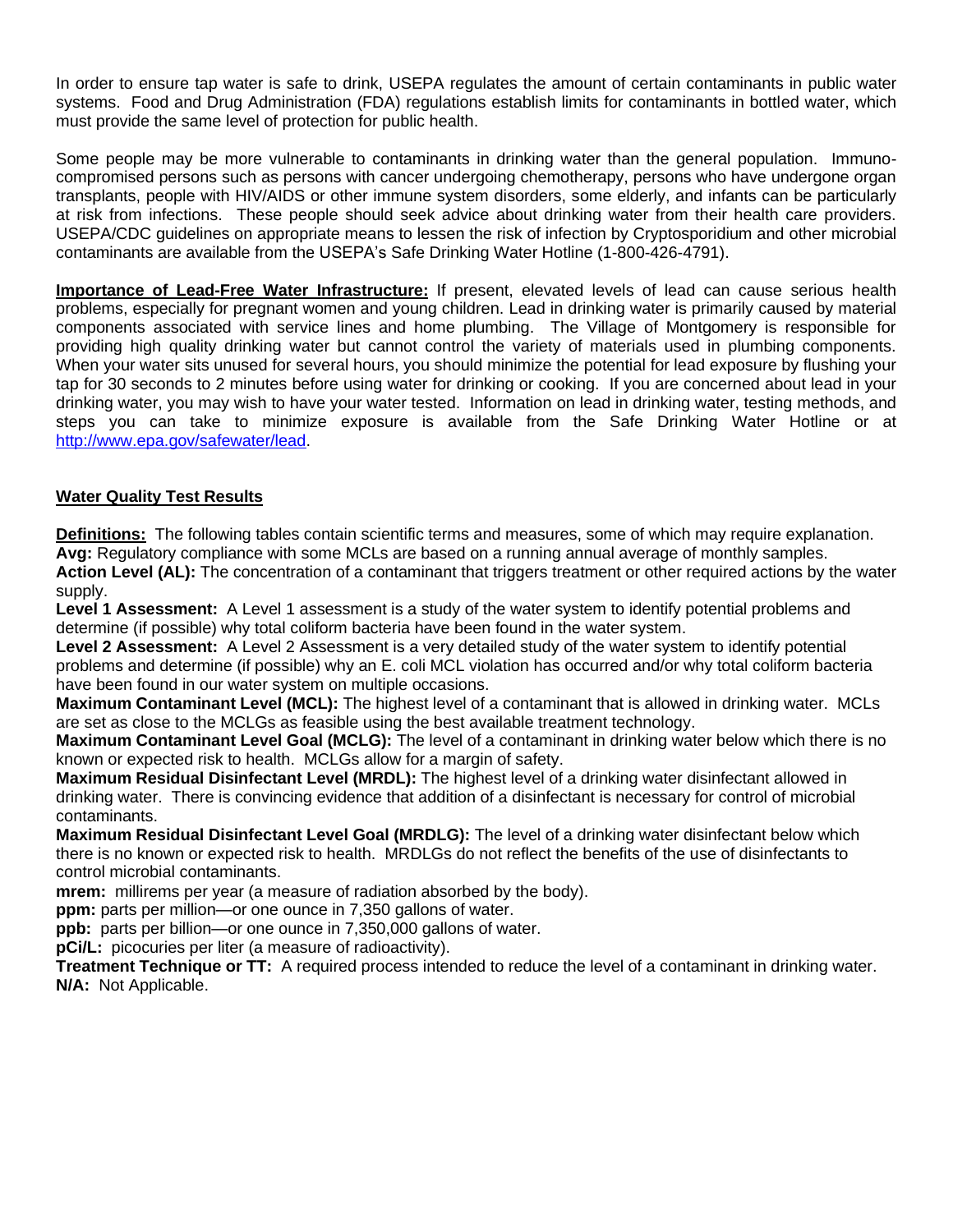In order to ensure tap water is safe to drink, USEPA regulates the amount of certain contaminants in public water systems. Food and Drug Administration (FDA) regulations establish limits for contaminants in bottled water, which must provide the same level of protection for public health.

Some people may be more vulnerable to contaminants in drinking water than the general population. Immuno-compromised persons such as persons with cancer undergoing chemotherapy, persons who have undergone organ transplants, people with HIV/AIDS or other immune system disorders, some elderly, and infants can be particularly at risk from infections. These people should seek advice about drinking water from their health care providers. USEPA/CDC guidelines on appropriate means to lessen the risk of infection by Cryptosporidium and other microbial contaminants are available from the USEPA's Safe Drinking Water Hotline (1-800-426-4791).

**Importance of Lead-Free Water Infrastructure:** If present, elevated levels of lead can cause serious health problems, especially for pregnant women and young children. Lead in drinking water is primarily caused by material components associated with service lines and home plumbing. The Village of Montgomery is responsible for providing high quality drinking water but cannot control the variety of materials used in plumbing components. When your water sits unused for several hours, you should minimize the potential for lead exposure by flushing your tap for 30 seconds to 2 minutes before using water for drinking or cooking. If you are concerned about lead in your drinking water, you may wish to have your water tested. Information on lead in drinking water, testing methods, and steps you can take to minimize exposure is available from the Safe Drinking Water Hotline or at http://www.epa.gov/safewater/lead.

## Water Quality Test Results

**Definitions:** The following tables contain scientific terms and measures, some of which may require explanation.
**Avg:** Regulatory compliance with some MCLs are based on a running annual average of monthly samples.
**Action Level (AL):** The concentration of a contaminant that triggers treatment or other required actions by the water supply.
**Level 1 Assessment:** A Level 1 assessment is a study of the water system to identify potential problems and determine (if possible) why total coliform bacteria have been found in the water system.
**Level 2 Assessment:** A Level 2 Assessment is a very detailed study of the water system to identify potential problems and determine (if possible) why an E. coli MCL violation has occurred and/or why total coliform bacteria have been found in our water system on multiple occasions.
**Maximum Contaminant Level (MCL):** The highest level of a contaminant that is allowed in drinking water. MCLs are set as close to the MCLGs as feasible using the best available treatment technology.
**Maximum Contaminant Level Goal (MCLG):** The level of a contaminant in drinking water below which there is no known or expected risk to health. MCLGs allow for a margin of safety.
**Maximum Residual Disinfectant Level (MRDL):** The highest level of a drinking water disinfectant allowed in drinking water. There is convincing evidence that addition of a disinfectant is necessary for control of microbial contaminants.
**Maximum Residual Disinfectant Level Goal (MRDLG):** The level of a drinking water disinfectant below which there is no known or expected risk to health. MRDLGs do not reflect the benefits of the use of disinfectants to control microbial contaminants.
**mrem:** millirems per year (a measure of radiation absorbed by the body).
**ppm:** parts per million—or one ounce in 7,350 gallons of water.
**ppb:** parts per billion—or one ounce in 7,350,000 gallons of water.
**pCi/L:** picocuries per liter (a measure of radioactivity).
**Treatment Technique or TT:** A required process intended to reduce the level of a contaminant in drinking water.
**N/A:** Not Applicable.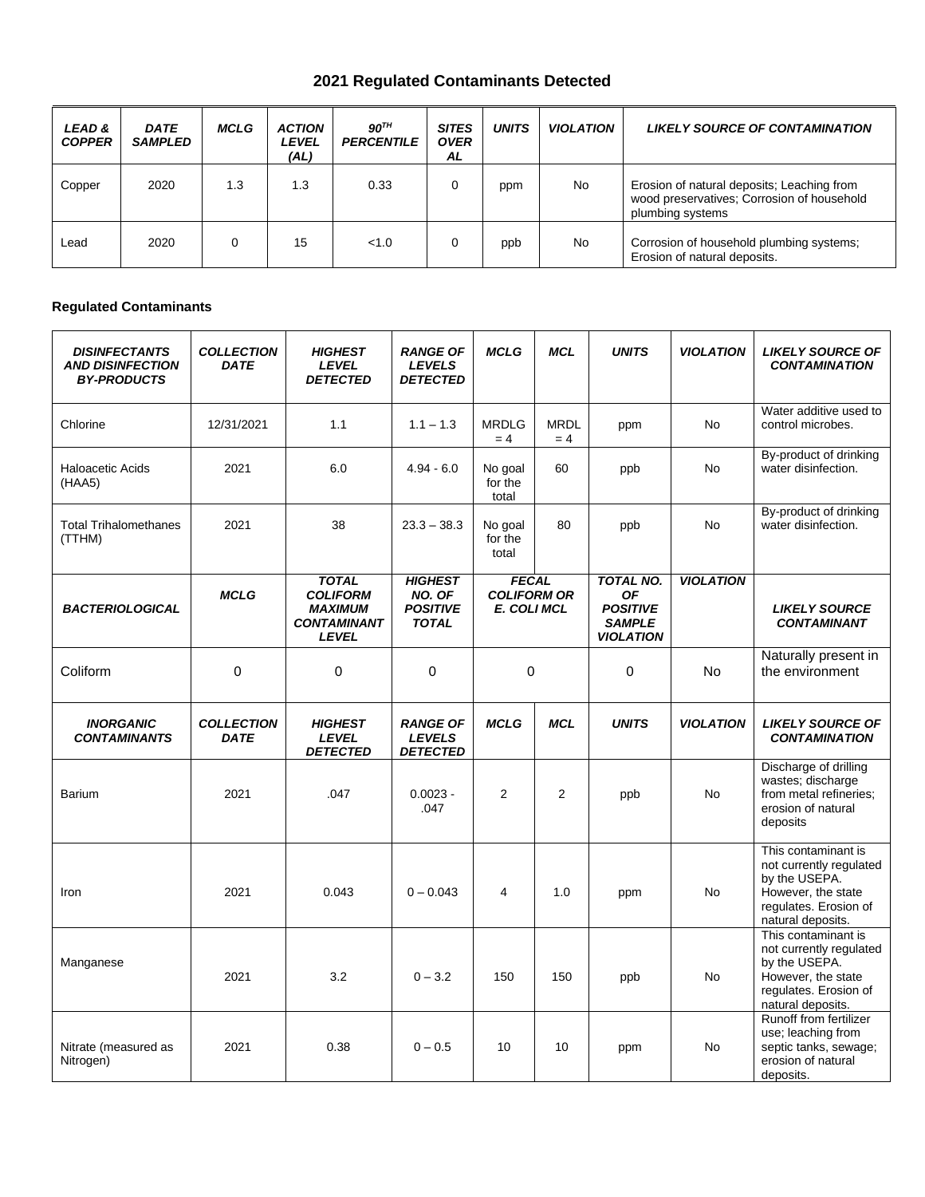## 2021 Regulated Contaminants Detected

| LEAD & COPPER | DATE SAMPLED | MCLG | ACTION LEVEL (AL) | 90TH PERCENTILE | SITES OVER AL | UNITS | VIOLATION | LIKELY SOURCE OF CONTAMINATION |
|---|---|---|---|---|---|---|---|---|
| Copper | 2020 | 1.3 | 1.3 | 0.33 | 0 | ppm | No | Erosion of natural deposits; Leaching from wood preservatives; Corrosion of household plumbing systems |
| Lead | 2020 | 0 | 15 | <1.0 | 0 | ppb | No | Corrosion of household plumbing systems; Erosion of natural deposits. |

### Regulated Contaminants

| DISINFECTANTS AND DISINFECTION BY-PRODUCTS | COLLECTION DATE | HIGHEST LEVEL DETECTED | RANGE OF LEVELS DETECTED | MCLG | MCL | UNITS | VIOLATION | LIKELY SOURCE OF CONTAMINATION |
|---|---|---|---|---|---|---|---|---|
| Chlorine | 12/31/2021 | 1.1 | 1.1 – 1.3 | MRDLG = 4 | MRDL = 4 | ppm | No | Water additive used to control microbes. |
| Haloacetic Acids (HAA5) | 2021 | 6.0 | 4.94 - 6.0 | No goal for the total | 60 | ppb | No | By-product of drinking water disinfection. |
| Total Trihalomethanes (TTHM) | 2021 | 38 | 23.3 – 38.3 | No goal for the total | 80 | ppb | No | By-product of drinking water disinfection. |
| **BACTERIOLOGICAL** | **MCLG** | **TOTAL COLIFORM MAXIMUM CONTAMINANT LEVEL** | **HIGHEST NO. OF POSITIVE TOTAL** | **FECAL COLIFORM OR E. COLI MCL** | | **TOTAL NO. OF POSITIVE SAMPLE VIOLATION** | **VIOLATION** | **LIKELY SOURCE CONTAMINANT** |
| Coliform | 0 | 0 | 0 | 0 | | 0 | No | Naturally present in the environment |
| **INORGANIC CONTAMINANTS** | **COLLECTION DATE** | **HIGHEST LEVEL DETECTED** | **RANGE OF LEVELS DETECTED** | **MCLG** | **MCL** | **UNITS** | **VIOLATION** | **LIKELY SOURCE OF CONTAMINATION** |
| Barium | 2021 | .047 | 0.0023 - .047 | 2 | 2 | ppb | No | Discharge of drilling wastes; discharge from metal refineries; erosion of natural deposits |
| Iron | 2021 | 0.043 | 0 – 0.043 | 4 | 1.0 | ppm | No | This contaminant is not currently regulated by the USEPA. However, the state regulates. Erosion of natural deposits. |
| Manganese | 2021 | 3.2 | 0 – 3.2 | 150 | 150 | ppb | No | This contaminant is not currently regulated by the USEPA. However, the state regulates. Erosion of natural deposits. |
| Nitrate (measured as Nitrogen) | 2021 | 0.38 | 0 – 0.5 | 10 | 10 | ppm | No | Runoff from fertilizer use; leaching from septic tanks, sewage; erosion of natural deposits. |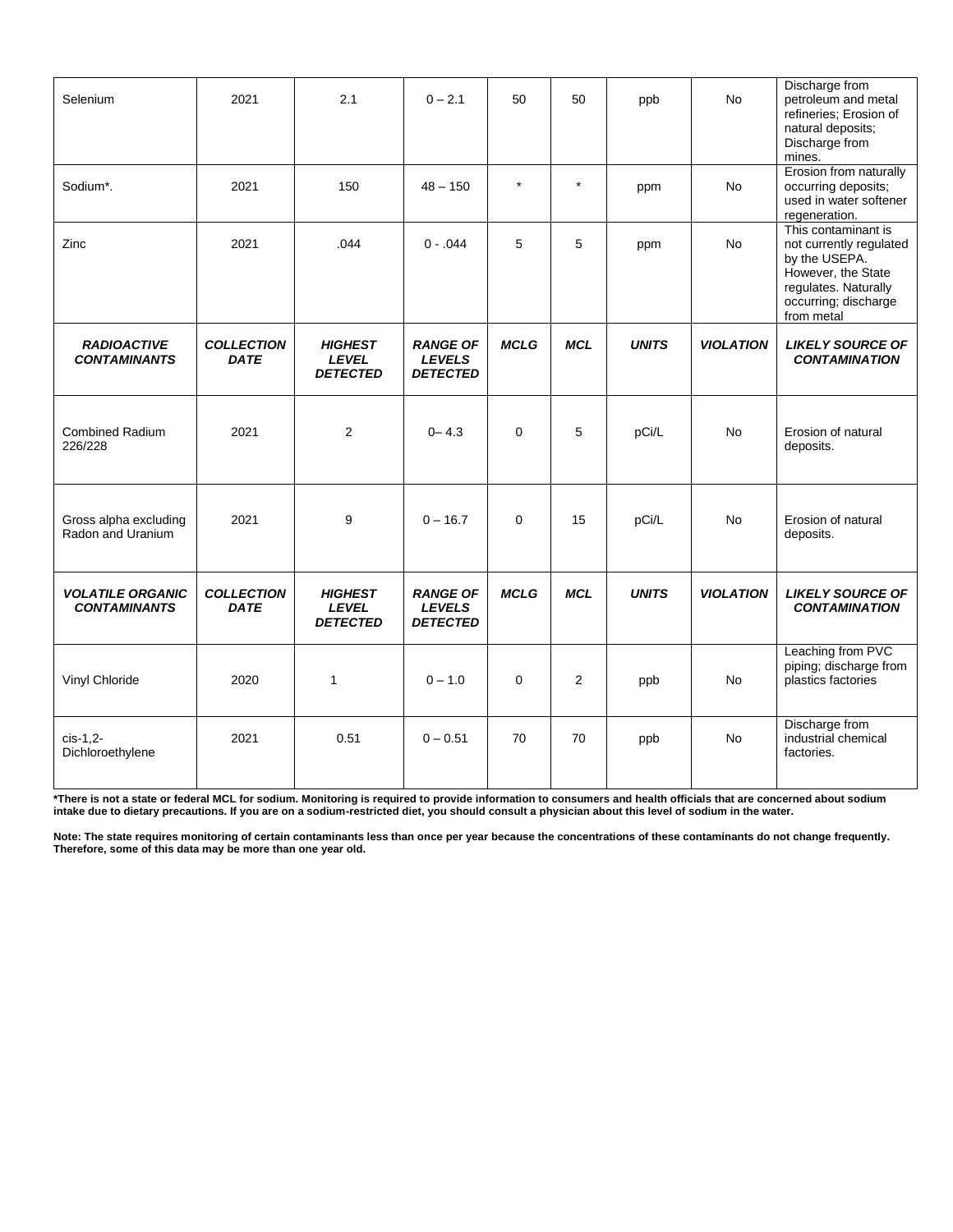| | | | | | | | | |
|---|---|---|---|---|---|---|---|---|
| Selenium | 2021 | 2.1 | 0 – 2.1 | 50 | 50 | ppb | No | Discharge from petroleum and metal refineries; Erosion of natural deposits; Discharge from mines. |
| Sodium*. | 2021 | 150 | 48 – 150 | * | * | ppm | No | Erosion from naturally occurring deposits; used in water softener regeneration. |
| Zinc | 2021 | .044 | 0 - .044 | 5 | 5 | ppm | No | This contaminant is not currently regulated by the USEPA. However, the State regulates. Naturally occurring; discharge from metal |
| ***RADIOACTIVE CONTAMINANTS*** | ***COLLECTION DATE*** | ***HIGHEST LEVEL DETECTED*** | ***RANGE OF LEVELS DETECTED*** | ***MCLG*** | ***MCL*** | ***UNITS*** | ***VIOLATION*** | ***LIKELY SOURCE OF CONTAMINATION*** |
| Combined Radium 226/228 | 2021 | 2 | 0– 4.3 | 0 | 5 | pCi/L | No | Erosion of natural deposits. |
| Gross alpha excluding Radon and Uranium | 2021 | 9 | 0 – 16.7 | 0 | 15 | pCi/L | No | Erosion of natural deposits. |
| ***VOLATILE ORGANIC CONTAMINANTS*** | ***COLLECTION DATE*** | ***HIGHEST LEVEL DETECTED*** | ***RANGE OF LEVELS DETECTED*** | ***MCLG*** | ***MCL*** | ***UNITS*** | ***VIOLATION*** | ***LIKELY SOURCE OF CONTAMINATION*** |
| Vinyl Chloride | 2020 | 1 | 0 – 1.0 | 0 | 2 | ppb | No | Leaching from PVC piping; discharge from plastics factories |
| cis-1,2-Dichloroethylene | 2021 | 0.51 | 0 – 0.51 | 70 | 70 | ppb | No | Discharge from industrial chemical factories. |

**\*There is not a state or federal MCL for sodium. Monitoring is required to provide information to consumers and health officials that are concerned about sodium intake due to dietary precautions. If you are on a sodium-restricted diet, you should consult a physician about this level of sodium in the water.**

**Note: The state requires monitoring of certain contaminants less than once per year because the concentrations of these contaminants do not change frequently. Therefore, some of this data may be more than one year old.**